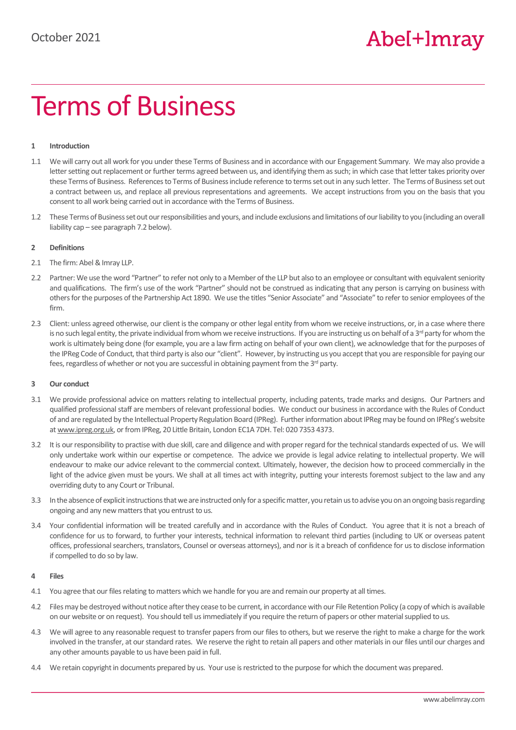October 2021

Abel[+]Imray

# Terms of Business

## 1 Introduction

1.1 We will carry out all work for you under these Terms of Business and in accordance with our Engagement Summary. We may also provide a letter setting out replacement or further terms agreed between us, and identifying them as such; in which case that letter takes priority over these Terms of Business. References to Terms of Business include reference to terms set out in any such letter. The Terms of Business set out a contract between us, and replace all previous representations and agreements. We accept instructions from you on the basis that you consent to all work being carried out in accordance with the Terms of Business.

1.2 These Terms of Business set out our responsibilities and yours, and include exclusions and limitations of our liability to you (including an overall liability cap – see paragraph 7.2 below).

## 2 Definitions

2.1 The firm: Abel & Imray LLP.

2.2 Partner: We use the word "Partner" to refer not only to a Member of the LLP but also to an employee or consultant with equivalent seniority and qualifications. The firm's use of the work "Partner" should not be construed as indicating that any person is carrying on business with others for the purposes of the Partnership Act 1890. We use the titles "Senior Associate" and "Associate" to refer to senior employees of the firm.

2.3 Client: unless agreed otherwise, our client is the company or other legal entity from whom we receive instructions, or, in a case where there is no such legal entity, the private individual from whom we receive instructions. If you are instructing us on behalf of a 3rd party for whom the work is ultimately being done (for example, you are a law firm acting on behalf of your own client), we acknowledge that for the purposes of the IPReg Code of Conduct, that third party is also our "client". However, by instructing us you accept that you are responsible for paying our fees, regardless of whether or not you are successful in obtaining payment from the 3rd party.

## 3 Our conduct

3.1 We provide professional advice on matters relating to intellectual property, including patents, trade marks and designs. Our Partners and qualified professional staff are members of relevant professional bodies. We conduct our business in accordance with the Rules of Conduct of and are regulated by the Intellectual Property Regulation Board (IPReg). Further information about IPReg may be found on IPReg's website at www.ipreg.org.uk, or from IPReg, 20 Little Britain, London EC1A 7DH. Tel: 020 7353 4373.

3.2 It is our responsibility to practise with due skill, care and diligence and with proper regard for the technical standards expected of us. We will only undertake work within our expertise or competence. The advice we provide is legal advice relating to intellectual property. We will endeavour to make our advice relevant to the commercial context. Ultimately, however, the decision how to proceed commercially in the light of the advice given must be yours. We shall at all times act with integrity, putting your interests foremost subject to the law and any overriding duty to any Court or Tribunal.

3.3 In the absence of explicit instructions that we are instructed only for a specific matter, you retain us to advise you on an ongoing basis regarding ongoing and any new matters that you entrust to us.

3.4 Your confidential information will be treated carefully and in accordance with the Rules of Conduct. You agree that it is not a breach of confidence for us to forward, to further your interests, technical information to relevant third parties (including to UK or overseas patent offices, professional searchers, translators, Counsel or overseas attorneys), and nor is it a breach of confidence for us to disclose information if compelled to do so by law.

## 4 Files

4.1 You agree that our files relating to matters which we handle for you are and remain our property at all times.

4.2 Files may be destroyed without notice after they cease to be current, in accordance with our File Retention Policy (a copy of which is available on our website or on request). You should tell us immediately if you require the return of papers or other material supplied to us.

4.3 We will agree to any reasonable request to transfer papers from our files to others, but we reserve the right to make a charge for the work involved in the transfer, at our standard rates. We reserve the right to retain all papers and other materials in our files until our charges and any other amounts payable to us have been paid in full.

4.4 We retain copyright in documents prepared by us. Your use is restricted to the purpose for which the document was prepared.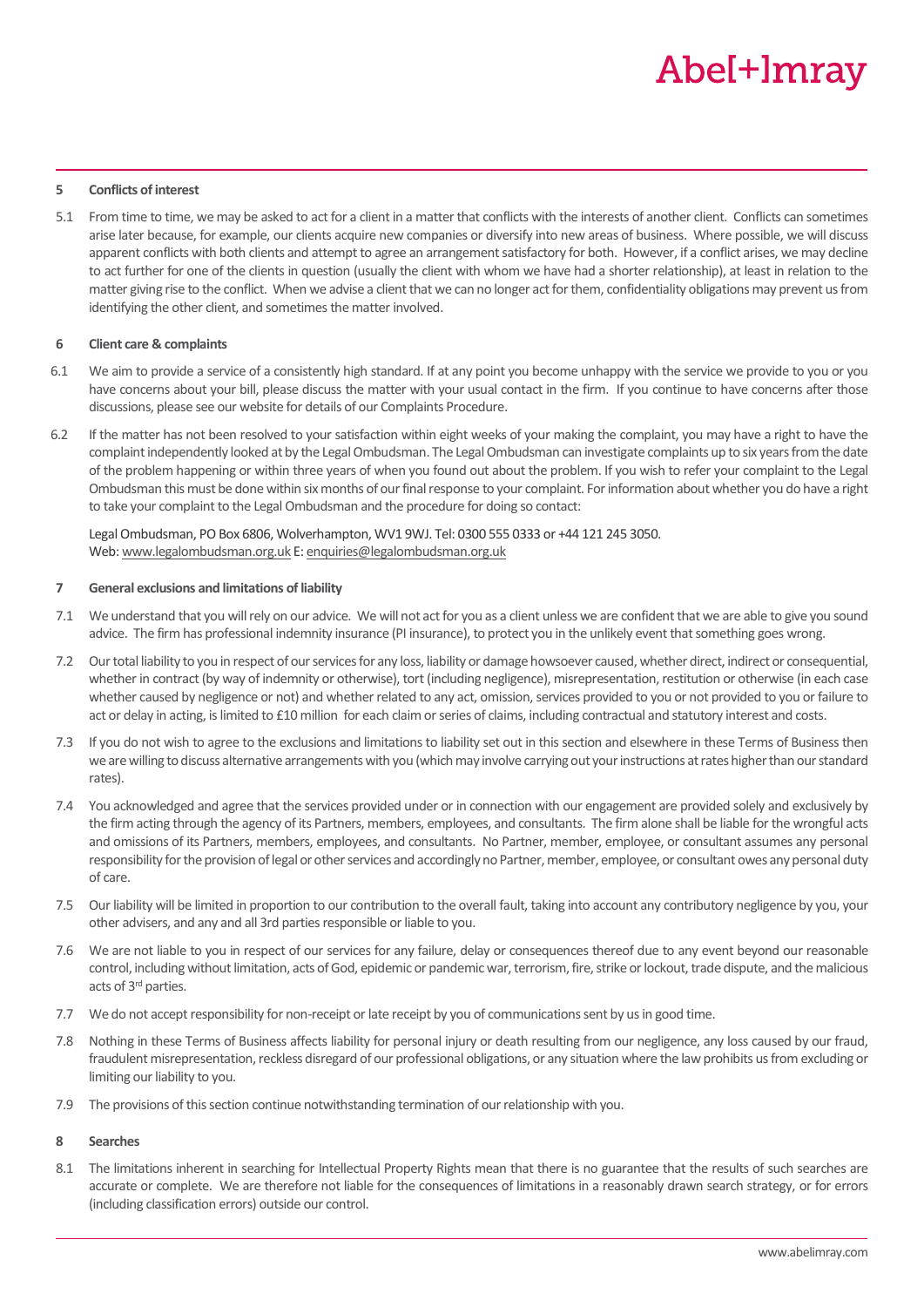## 5 Conflicts of interest

5.1 From time to time, we may be asked to act for a client in a matter that conflicts with the interests of another client. Conflicts can sometimes arise later because, for example, our clients acquire new companies or diversify into new areas of business. Where possible, we will discuss apparent conflicts with both clients and attempt to agree an arrangement satisfactory for both. However, if a conflict arises, we may decline to act further for one of the clients in question (usually the client with whom we have had a shorter relationship), at least in relation to the matter giving rise to the conflict. When we advise a client that we can no longer act for them, confidentiality obligations may prevent us from identifying the other client, and sometimes the matter involved.

## 6 Client care & complaints

6.1 We aim to provide a service of a consistently high standard. If at any point you become unhappy with the service we provide to you or you have concerns about your bill, please discuss the matter with your usual contact in the firm. If you continue to have concerns after those discussions, please see our website for details of our Complaints Procedure.

6.2 If the matter has not been resolved to your satisfaction within eight weeks of your making the complaint, you may have a right to have the complaint independently looked at by the Legal Ombudsman. The Legal Ombudsman can investigate complaints up to six years from the date of the problem happening or within three years of when you found out about the problem. If you wish to refer your complaint to the Legal Ombudsman this must be done within six months of our final response to your complaint. For information about whether you do have a right to take your complaint to the Legal Ombudsman and the procedure for doing so contact:

Legal Ombudsman, PO Box 6806, Wolverhampton, WV1 9WJ. Tel: 0300 555 0333 or +44 121 245 3050.
Web: www.legalombudsman.org.uk E: enquiries@legalombudsman.org.uk

## 7 General exclusions and limitations of liability

7.1 We understand that you will rely on our advice. We will not act for you as a client unless we are confident that we are able to give you sound advice. The firm has professional indemnity insurance (PI insurance), to protect you in the unlikely event that something goes wrong.

7.2 Our total liability to you in respect of our services for any loss, liability or damage howsoever caused, whether direct, indirect or consequential, whether in contract (by way of indemnity or otherwise), tort (including negligence), misrepresentation, restitution or otherwise (in each case whether caused by negligence or not) and whether related to any act, omission, services provided to you or not provided to you or failure to act or delay in acting, is limited to £10 million for each claim or series of claims, including contractual and statutory interest and costs.

7.3 If you do not wish to agree to the exclusions and limitations to liability set out in this section and elsewhere in these Terms of Business then we are willing to discuss alternative arrangements with you (which may involve carrying out your instructions at rates higher than our standard rates).

7.4 You acknowledged and agree that the services provided under or in connection with our engagement are provided solely and exclusively by the firm acting through the agency of its Partners, members, employees, and consultants. The firm alone shall be liable for the wrongful acts and omissions of its Partners, members, employees, and consultants. No Partner, member, employee, or consultant assumes any personal responsibility for the provision of legal or other services and accordingly no Partner, member, employee, or consultant owes any personal duty of care.

7.5 Our liability will be limited in proportion to our contribution to the overall fault, taking into account any contributory negligence by you, your other advisers, and any and all 3rd parties responsible or liable to you.

7.6 We are not liable to you in respect of our services for any failure, delay or consequences thereof due to any event beyond our reasonable control, including without limitation, acts of God, epidemic or pandemic war, terrorism, fire, strike or lockout, trade dispute, and the malicious acts of 3rd parties.

7.7 We do not accept responsibility for non-receipt or late receipt by you of communications sent by us in good time.

7.8 Nothing in these Terms of Business affects liability for personal injury or death resulting from our negligence, any loss caused by our fraud, fraudulent misrepresentation, reckless disregard of our professional obligations, or any situation where the law prohibits us from excluding or limiting our liability to you.

7.9 The provisions of this section continue notwithstanding termination of our relationship with you.

## 8 Searches

8.1 The limitations inherent in searching for Intellectual Property Rights mean that there is no guarantee that the results of such searches are accurate or complete. We are therefore not liable for the consequences of limitations in a reasonably drawn search strategy, or for errors (including classification errors) outside our control.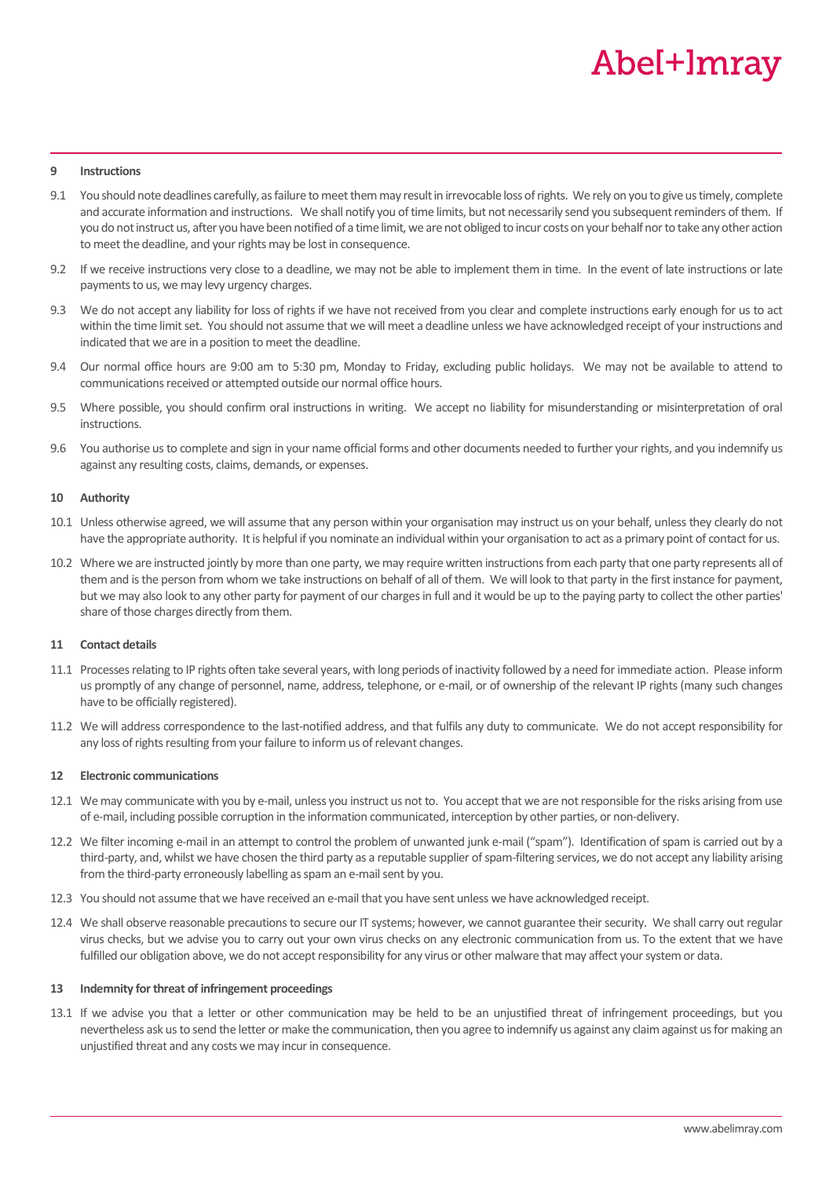## 9 Instructions

9.1 You should note deadlines carefully, as failure to meet them may result in irrevocable loss of rights. We rely on you to give us timely, complete and accurate information and instructions. We shall notify you of time limits, but not necessarily send you subsequent reminders of them. If you do not instruct us, after you have been notified of a time limit, we are not obliged to incur costs on your behalf nor to take any other action to meet the deadline, and your rights may be lost in consequence.

9.2 If we receive instructions very close to a deadline, we may not be able to implement them in time. In the event of late instructions or late payments to us, we may levy urgency charges.

9.3 We do not accept any liability for loss of rights if we have not received from you clear and complete instructions early enough for us to act within the time limit set. You should not assume that we will meet a deadline unless we have acknowledged receipt of your instructions and indicated that we are in a position to meet the deadline.

9.4 Our normal office hours are 9:00 am to 5:30 pm, Monday to Friday, excluding public holidays. We may not be available to attend to communications received or attempted outside our normal office hours.

9.5 Where possible, you should confirm oral instructions in writing. We accept no liability for misunderstanding or misinterpretation of oral instructions.

9.6 You authorise us to complete and sign in your name official forms and other documents needed to further your rights, and you indemnify us against any resulting costs, claims, demands, or expenses.

## 10 Authority

10.1 Unless otherwise agreed, we will assume that any person within your organisation may instruct us on your behalf, unless they clearly do not have the appropriate authority. It is helpful if you nominate an individual within your organisation to act as a primary point of contact for us.

10.2 Where we are instructed jointly by more than one party, we may require written instructions from each party that one party represents all of them and is the person from whom we take instructions on behalf of all of them. We will look to that party in the first instance for payment, but we may also look to any other party for payment of our charges in full and it would be up to the paying party to collect the other parties' share of those charges directly from them.

## 11 Contact details

11.1 Processes relating to IP rights often take several years, with long periods of inactivity followed by a need for immediate action. Please inform us promptly of any change of personnel, name, address, telephone, or e-mail, or of ownership of the relevant IP rights (many such changes have to be officially registered).

11.2 We will address correspondence to the last-notified address, and that fulfils any duty to communicate. We do not accept responsibility for any loss of rights resulting from your failure to inform us of relevant changes.

## 12 Electronic communications

12.1 We may communicate with you by e-mail, unless you instruct us not to. You accept that we are not responsible for the risks arising from use of e-mail, including possible corruption in the information communicated, interception by other parties, or non-delivery.

12.2 We filter incoming e-mail in an attempt to control the problem of unwanted junk e-mail ("spam"). Identification of spam is carried out by a third-party, and, whilst we have chosen the third party as a reputable supplier of spam-filtering services, we do not accept any liability arising from the third-party erroneously labelling as spam an e-mail sent by you.

12.3 You should not assume that we have received an e-mail that you have sent unless we have acknowledged receipt.

12.4 We shall observe reasonable precautions to secure our IT systems; however, we cannot guarantee their security. We shall carry out regular virus checks, but we advise you to carry out your own virus checks on any electronic communication from us. To the extent that we have fulfilled our obligation above, we do not accept responsibility for any virus or other malware that may affect your system or data.

## 13 Indemnity for threat of infringement proceedings

13.1 If we advise you that a letter or other communication may be held to be an unjustified threat of infringement proceedings, but you nevertheless ask us to send the letter or make the communication, then you agree to indemnify us against any claim against us for making an unjustified threat and any costs we may incur in consequence.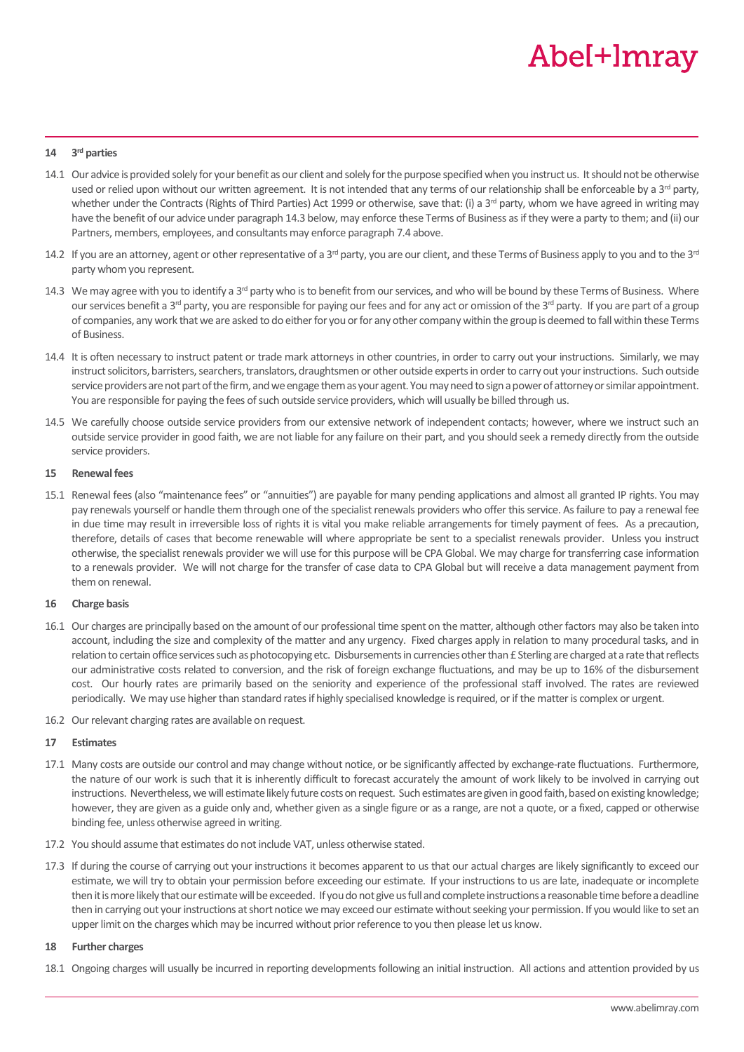## 14 3rd parties

14.1 Our advice is provided solely for your benefit as our client and solely for the purpose specified when you instruct us. It should not be otherwise used or relied upon without our written agreement. It is not intended that any terms of our relationship shall be enforceable by a 3rd party, whether under the Contracts (Rights of Third Parties) Act 1999 or otherwise, save that: (i) a 3rd party, whom we have agreed in writing may have the benefit of our advice under paragraph 14.3 below, may enforce these Terms of Business as if they were a party to them; and (ii) our Partners, members, employees, and consultants may enforce paragraph 7.4 above.

14.2 If you are an attorney, agent or other representative of a 3rd party, you are our client, and these Terms of Business apply to you and to the 3rd party whom you represent.

14.3 We may agree with you to identify a 3rd party who is to benefit from our services, and who will be bound by these Terms of Business. Where our services benefit a 3rd party, you are responsible for paying our fees and for any act or omission of the 3rd party. If you are part of a group of companies, any work that we are asked to do either for you or for any other company within the group is deemed to fall within these Terms of Business.

14.4 It is often necessary to instruct patent or trade mark attorneys in other countries, in order to carry out your instructions. Similarly, we may instruct solicitors, barristers, searchers, translators, draughtsmen or other outside experts in order to carry out your instructions. Such outside service providers are not part of the firm, and we engage them as your agent. You may need to sign a power of attorney or similar appointment. You are responsible for paying the fees of such outside service providers, which will usually be billed through us.

14.5 We carefully choose outside service providers from our extensive network of independent contacts; however, where we instruct such an outside service provider in good faith, we are not liable for any failure on their part, and you should seek a remedy directly from the outside service providers.

## 15 Renewal fees

15.1 Renewal fees (also "maintenance fees" or "annuities") are payable for many pending applications and almost all granted IP rights. You may pay renewals yourself or handle them through one of the specialist renewals providers who offer this service. As failure to pay a renewal fee in due time may result in irreversible loss of rights it is vital you make reliable arrangements for timely payment of fees. As a precaution, therefore, details of cases that become renewable will where appropriate be sent to a specialist renewals provider. Unless you instruct otherwise, the specialist renewals provider we will use for this purpose will be CPA Global. We may charge for transferring case information to a renewals provider. We will not charge for the transfer of case data to CPA Global but will receive a data management payment from them on renewal.

## 16 Charge basis

16.1 Our charges are principally based on the amount of our professional time spent on the matter, although other factors may also be taken into account, including the size and complexity of the matter and any urgency. Fixed charges apply in relation to many procedural tasks, and in relation to certain office services such as photocopying etc. Disbursements in currencies other than £ Sterling are charged at a rate that reflects our administrative costs related to conversion, and the risk of foreign exchange fluctuations, and may be up to 16% of the disbursement cost. Our hourly rates are primarily based on the seniority and experience of the professional staff involved. The rates are reviewed periodically. We may use higher than standard rates if highly specialised knowledge is required, or if the matter is complex or urgent.

16.2 Our relevant charging rates are available on request.

## 17 Estimates

17.1 Many costs are outside our control and may change without notice, or be significantly affected by exchange-rate fluctuations. Furthermore, the nature of our work is such that it is inherently difficult to forecast accurately the amount of work likely to be involved in carrying out instructions. Nevertheless, we will estimate likely future costs on request. Such estimates are given in good faith, based on existing knowledge; however, they are given as a guide only and, whether given as a single figure or as a range, are not a quote, or a fixed, capped or otherwise binding fee, unless otherwise agreed in writing.

17.2 You should assume that estimates do not include VAT, unless otherwise stated.

17.3 If during the course of carrying out your instructions it becomes apparent to us that our actual charges are likely significantly to exceed our estimate, we will try to obtain your permission before exceeding our estimate. If your instructions to us are late, inadequate or incomplete then it is more likely that our estimate will be exceeded. If you do not give us full and complete instructions a reasonable time before a deadline then in carrying out your instructions at short notice we may exceed our estimate without seeking your permission. If you would like to set an upper limit on the charges which may be incurred without prior reference to you then please let us know.

## 18 Further charges

18.1 Ongoing charges will usually be incurred in reporting developments following an initial instruction. All actions and attention provided by us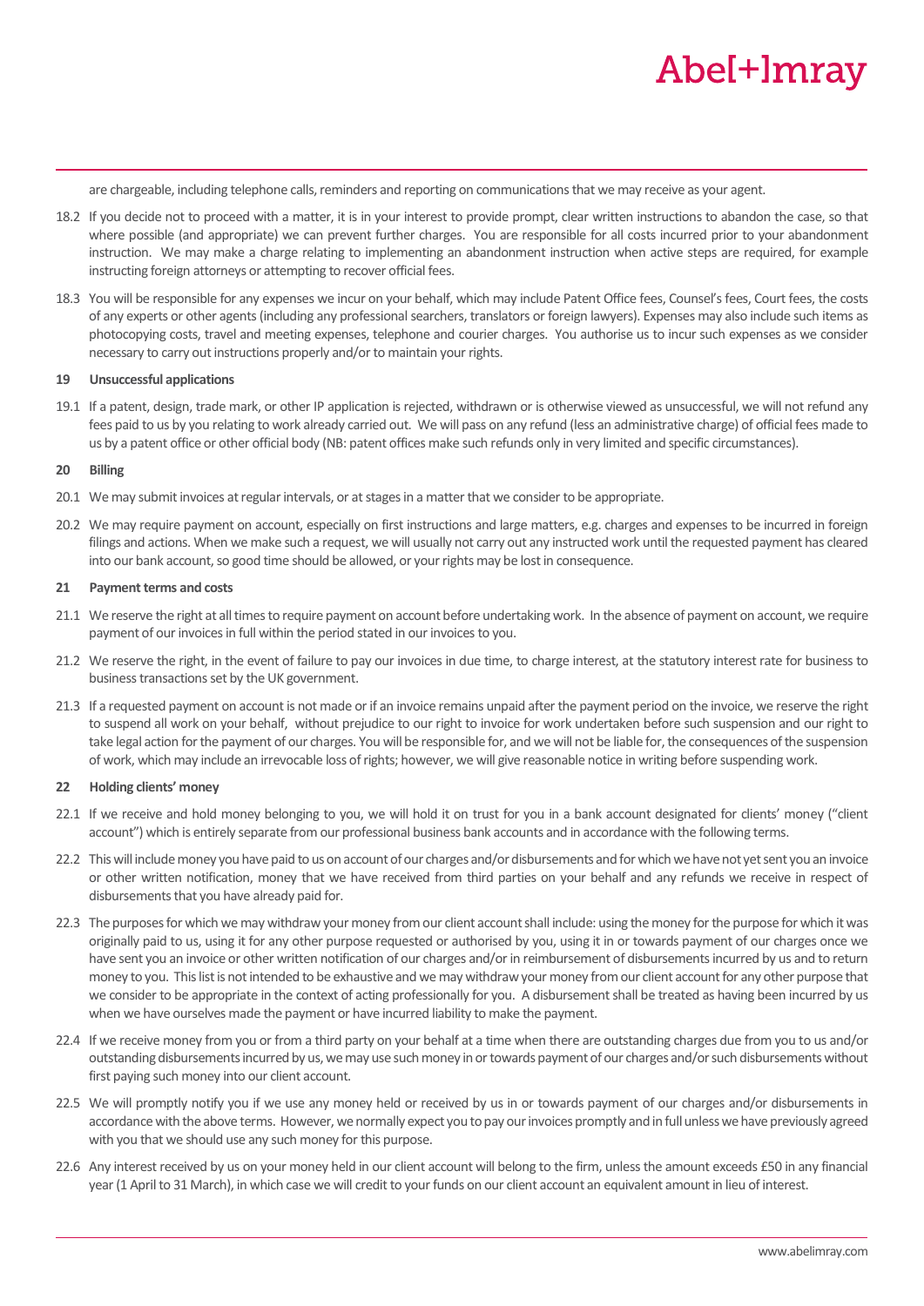are chargeable, including telephone calls, reminders and reporting on communications that we may receive as your agent.

18.2 If you decide not to proceed with a matter, it is in your interest to provide prompt, clear written instructions to abandon the case, so that where possible (and appropriate) we can prevent further charges. You are responsible for all costs incurred prior to your abandonment instruction. We may make a charge relating to implementing an abandonment instruction when active steps are required, for example instructing foreign attorneys or attempting to recover official fees.

18.3 You will be responsible for any expenses we incur on your behalf, which may include Patent Office fees, Counsel's fees, Court fees, the costs of any experts or other agents (including any professional searchers, translators or foreign lawyers). Expenses may also include such items as photocopying costs, travel and meeting expenses, telephone and courier charges. You authorise us to incur such expenses as we consider necessary to carry out instructions properly and/or to maintain your rights.

**19 Unsuccessful applications**

19.1 If a patent, design, trade mark, or other IP application is rejected, withdrawn or is otherwise viewed as unsuccessful, we will not refund any fees paid to us by you relating to work already carried out. We will pass on any refund (less an administrative charge) of official fees made to us by a patent office or other official body (NB: patent offices make such refunds only in very limited and specific circumstances).

**20 Billing**

20.1 We may submit invoices at regular intervals, or at stages in a matter that we consider to be appropriate.

20.2 We may require payment on account, especially on first instructions and large matters, e.g. charges and expenses to be incurred in foreign filings and actions. When we make such a request, we will usually not carry out any instructed work until the requested payment has cleared into our bank account, so good time should be allowed, or your rights may be lost in consequence.

**21 Payment terms and costs**

21.1 We reserve the right at all times to require payment on account before undertaking work. In the absence of payment on account, we require payment of our invoices in full within the period stated in our invoices to you.

21.2 We reserve the right, in the event of failure to pay our invoices in due time, to charge interest, at the statutory interest rate for business to business transactions set by the UK government.

21.3 If a requested payment on account is not made or if an invoice remains unpaid after the payment period on the invoice, we reserve the right to suspend all work on your behalf, without prejudice to our right to invoice for work undertaken before such suspension and our right to take legal action for the payment of our charges. You will be responsible for, and we will not be liable for, the consequences of the suspension of work, which may include an irrevocable loss of rights; however, we will give reasonable notice in writing before suspending work.

**22 Holding clients' money**

22.1 If we receive and hold money belonging to you, we will hold it on trust for you in a bank account designated for clients' money ("client account") which is entirely separate from our professional business bank accounts and in accordance with the following terms.

22.2 This will include money you have paid to us on account of our charges and/or disbursements and for which we have not yet sent you an invoice or other written notification, money that we have received from third parties on your behalf and any refunds we receive in respect of disbursements that you have already paid for.

22.3 The purposes for which we may withdraw your money from our client account shall include: using the money for the purpose for which it was originally paid to us, using it for any other purpose requested or authorised by you, using it in or towards payment of our charges once we have sent you an invoice or other written notification of our charges and/or in reimbursement of disbursements incurred by us and to return money to you. This list is not intended to be exhaustive and we may withdraw your money from our client account for any other purpose that we consider to be appropriate in the context of acting professionally for you. A disbursement shall be treated as having been incurred by us when we have ourselves made the payment or have incurred liability to make the payment.

22.4 If we receive money from you or from a third party on your behalf at a time when there are outstanding charges due from you to us and/or outstanding disbursements incurred by us, we may use such money in or towards payment of our charges and/or such disbursements without first paying such money into our client account.

22.5 We will promptly notify you if we use any money held or received by us in or towards payment of our charges and/or disbursements in accordance with the above terms. However, we normally expect you to pay our invoices promptly and in full unless we have previously agreed with you that we should use any such money for this purpose.

22.6 Any interest received by us on your money held in our client account will belong to the firm, unless the amount exceeds £50 in any financial year (1 April to 31 March), in which case we will credit to your funds on our client account an equivalent amount in lieu of interest.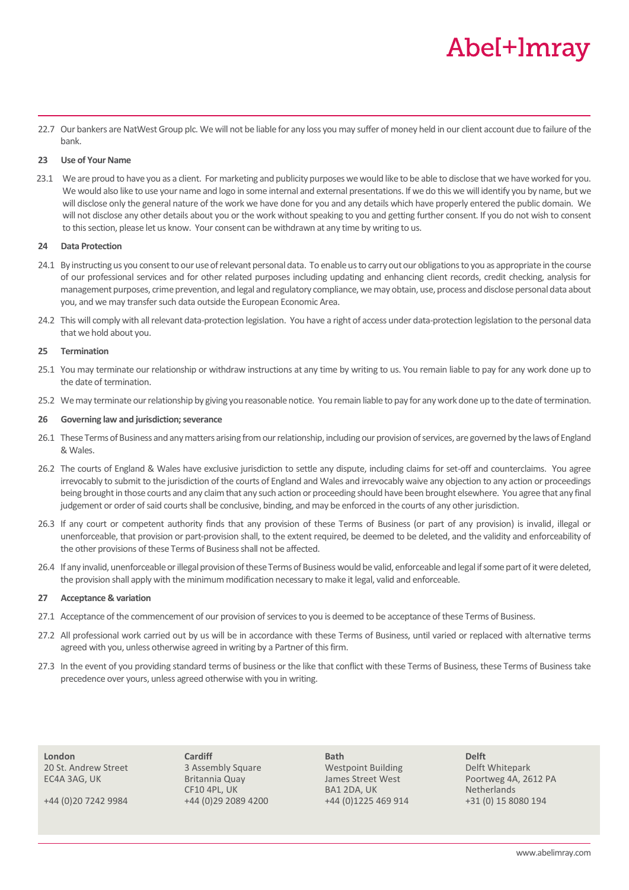22.7 Our bankers are NatWest Group plc. We will not be liable for any loss you may suffer of money held in our client account due to failure of the bank.

**23 Use of Your Name**

23.1 We are proud to have you as a client. For marketing and publicity purposes we would like to be able to disclose that we have worked for you. We would also like to use your name and logo in some internal and external presentations. If we do this we will identify you by name, but we will disclose only the general nature of the work we have done for you and any details which have properly entered the public domain. We will not disclose any other details about you or the work without speaking to you and getting further consent. If you do not wish to consent to this section, please let us know. Your consent can be withdrawn at any time by writing to us.

**24 Data Protection**

24.1 By instructing us you consent to our use of relevant personal data. To enable us to carry out our obligations to you as appropriate in the course of our professional services and for other related purposes including updating and enhancing client records, credit checking, analysis for management purposes, crime prevention, and legal and regulatory compliance, we may obtain, use, process and disclose personal data about you, and we may transfer such data outside the European Economic Area.

24.2 This will comply with all relevant data-protection legislation. You have a right of access under data-protection legislation to the personal data that we hold about you.

**25 Termination**

25.1 You may terminate our relationship or withdraw instructions at any time by writing to us. You remain liable to pay for any work done up to the date of termination.

25.2 We may terminate our relationship by giving you reasonable notice. You remain liable to pay for any work done up to the date of termination.

**26 Governing law and jurisdiction; severance**

26.1 These Terms of Business and any matters arising from our relationship, including our provision of services, are governed by the laws of England & Wales.

26.2 The courts of England & Wales have exclusive jurisdiction to settle any dispute, including claims for set-off and counterclaims. You agree irrevocably to submit to the jurisdiction of the courts of England and Wales and irrevocably waive any objection to any action or proceedings being brought in those courts and any claim that any such action or proceeding should have been brought elsewhere. You agree that any final judgement or order of said courts shall be conclusive, binding, and may be enforced in the courts of any other jurisdiction.

26.3 If any court or competent authority finds that any provision of these Terms of Business (or part of any provision) is invalid, illegal or unenforceable, that provision or part-provision shall, to the extent required, be deemed to be deleted, and the validity and enforceability of the other provisions of these Terms of Business shall not be affected.

26.4 If any invalid, unenforceable or illegal provision of these Terms of Business would be valid, enforceable and legal if some part of it were deleted, the provision shall apply with the minimum modification necessary to make it legal, valid and enforceable.

**27 Acceptance & variation**

27.1 Acceptance of the commencement of our provision of services to you is deemed to be acceptance of these Terms of Business.

27.2 All professional work carried out by us will be in accordance with these Terms of Business, until varied or replaced with alternative terms agreed with you, unless otherwise agreed in writing by a Partner of this firm.

27.3 In the event of you providing standard terms of business or the like that conflict with these Terms of Business, these Terms of Business take precedence over yours, unless agreed otherwise with you in writing.